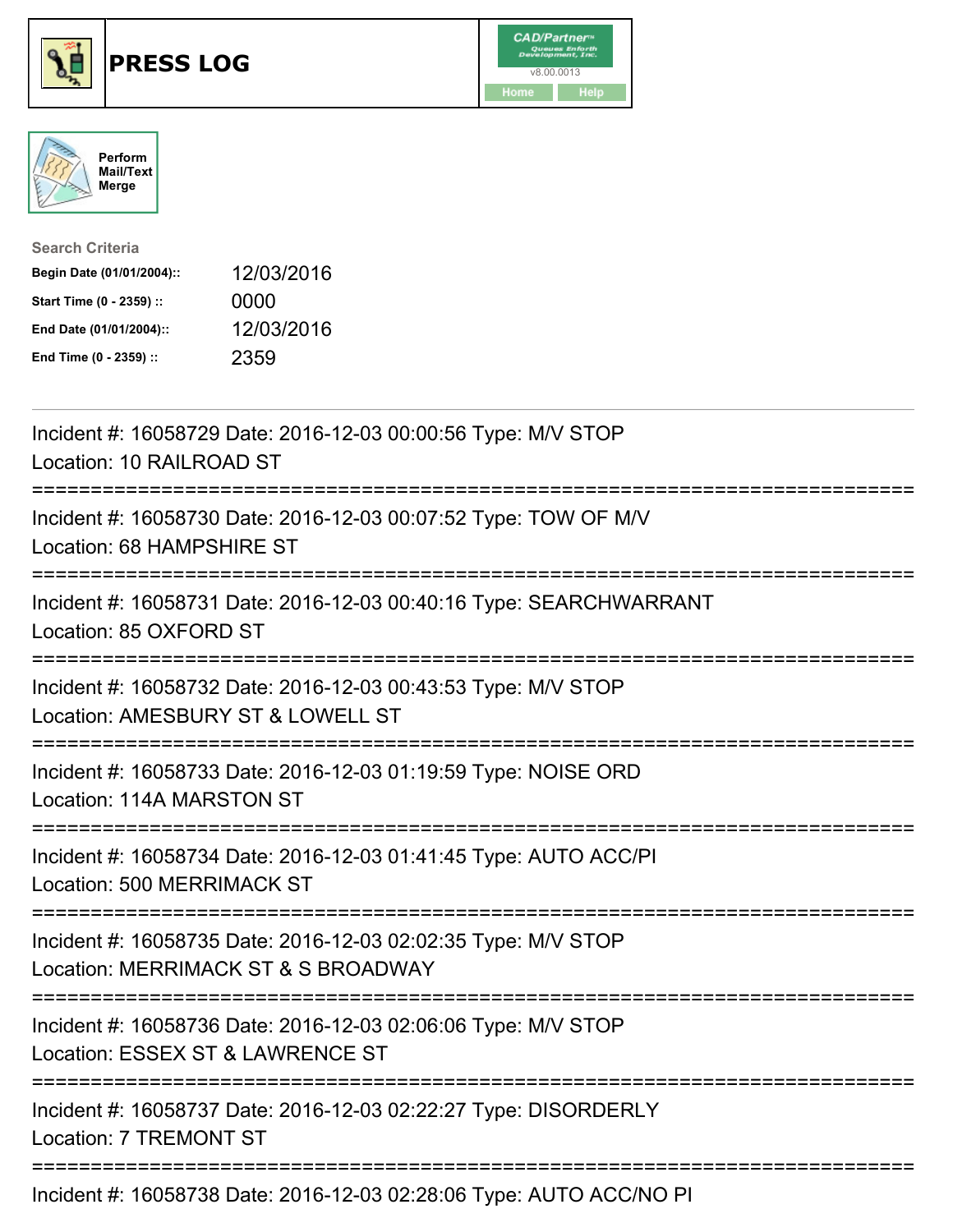# PRESS LOG

CAD/Partner™ v8.00.0013

Home | Help

Perform Mail/Text Merge

**Search Criteria**

| | |
|---|---|
| **Begin Date (01/01/2004)::** | 12/03/2016 |
| **Start Time (0 - 2359) ::** | 0000 |
| **End Date (01/01/2004)::** | 12/03/2016 |
| **End Time (0 - 2359) ::** | 2359 |

---

Incident #: 16058729 Date: 2016-12-03 00:00:56 Type: M/V STOP
Location: 10 RAILROAD ST

===========================================================================

Incident #: 16058730 Date: 2016-12-03 00:07:52 Type: TOW OF M/V
Location: 68 HAMPSHIRE ST

===========================================================================

Incident #: 16058731 Date: 2016-12-03 00:40:16 Type: SEARCHWARRANT
Location: 85 OXFORD ST

===========================================================================

Incident #: 16058732 Date: 2016-12-03 00:43:53 Type: M/V STOP
Location: AMESBURY ST & LOWELL ST

===========================================================================

Incident #: 16058733 Date: 2016-12-03 01:19:59 Type: NOISE ORD
Location: 114A MARSTON ST

===========================================================================

Incident #: 16058734 Date: 2016-12-03 01:41:45 Type: AUTO ACC/PI
Location: 500 MERRIMACK ST

===========================================================================

Incident #: 16058735 Date: 2016-12-03 02:02:35 Type: M/V STOP
Location: MERRIMACK ST & S BROADWAY

===========================================================================

Incident #: 16058736 Date: 2016-12-03 02:06:06 Type: M/V STOP
Location: ESSEX ST & LAWRENCE ST

===========================================================================

Incident #: 16058737 Date: 2016-12-03 02:22:27 Type: DISORDERLY
Location: 7 TREMONT ST

===========================================================================

Incident #: 16058738 Date: 2016-12-03 02:28:06 Type: AUTO ACC/NO PI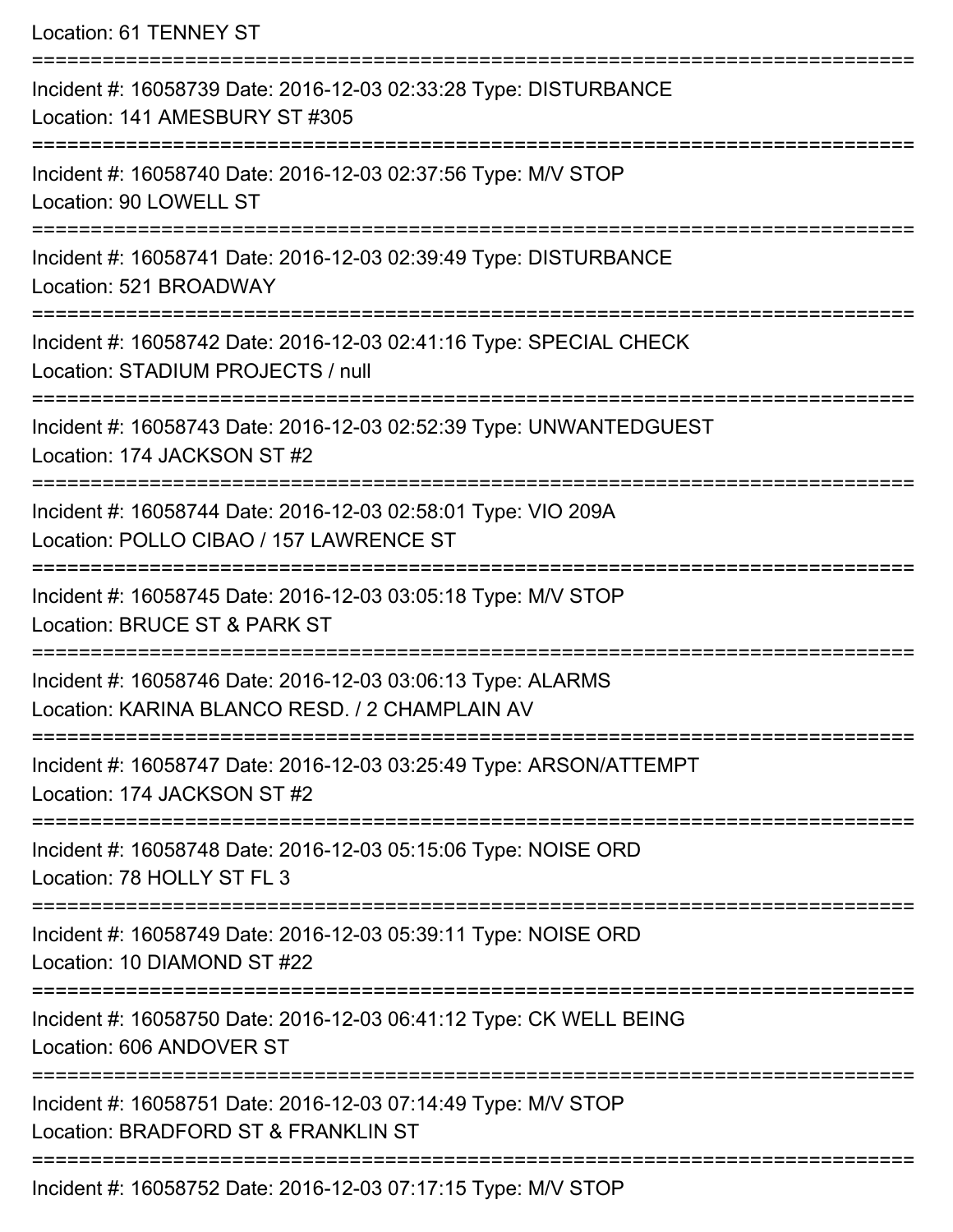Location: 61 TENNEY ST

===========================================================================

Incident #: 16058739 Date: 2016-12-03 02:33:28 Type: DISTURBANCE
Location: 141 AMESBURY ST #305

===========================================================================

Incident #: 16058740 Date: 2016-12-03 02:37:56 Type: M/V STOP
Location: 90 LOWELL ST

===========================================================================

Incident #: 16058741 Date: 2016-12-03 02:39:49 Type: DISTURBANCE
Location: 521 BROADWAY

===========================================================================

Incident #: 16058742 Date: 2016-12-03 02:41:16 Type: SPECIAL CHECK
Location: STADIUM PROJECTS / null

===========================================================================

Incident #: 16058743 Date: 2016-12-03 02:52:39 Type: UNWANTEDGUEST
Location: 174 JACKSON ST #2

===========================================================================

Incident #: 16058744 Date: 2016-12-03 02:58:01 Type: VIO 209A
Location: POLLO CIBAO / 157 LAWRENCE ST

===========================================================================

Incident #: 16058745 Date: 2016-12-03 03:05:18 Type: M/V STOP
Location: BRUCE ST & PARK ST

===========================================================================

Incident #: 16058746 Date: 2016-12-03 03:06:13 Type: ALARMS
Location: KARINA BLANCO RESD. / 2 CHAMPLAIN AV

===========================================================================

Incident #: 16058747 Date: 2016-12-03 03:25:49 Type: ARSON/ATTEMPT
Location: 174 JACKSON ST #2

===========================================================================

Incident #: 16058748 Date: 2016-12-03 05:15:06 Type: NOISE ORD
Location: 78 HOLLY ST FL 3

===========================================================================

Incident #: 16058749 Date: 2016-12-03 05:39:11 Type: NOISE ORD
Location: 10 DIAMOND ST #22

===========================================================================

Incident #: 16058750 Date: 2016-12-03 06:41:12 Type: CK WELL BEING
Location: 606 ANDOVER ST

===========================================================================

Incident #: 16058751 Date: 2016-12-03 07:14:49 Type: M/V STOP
Location: BRADFORD ST & FRANKLIN ST

===========================================================================

Incident #: 16058752 Date: 2016-12-03 07:17:15 Type: M/V STOP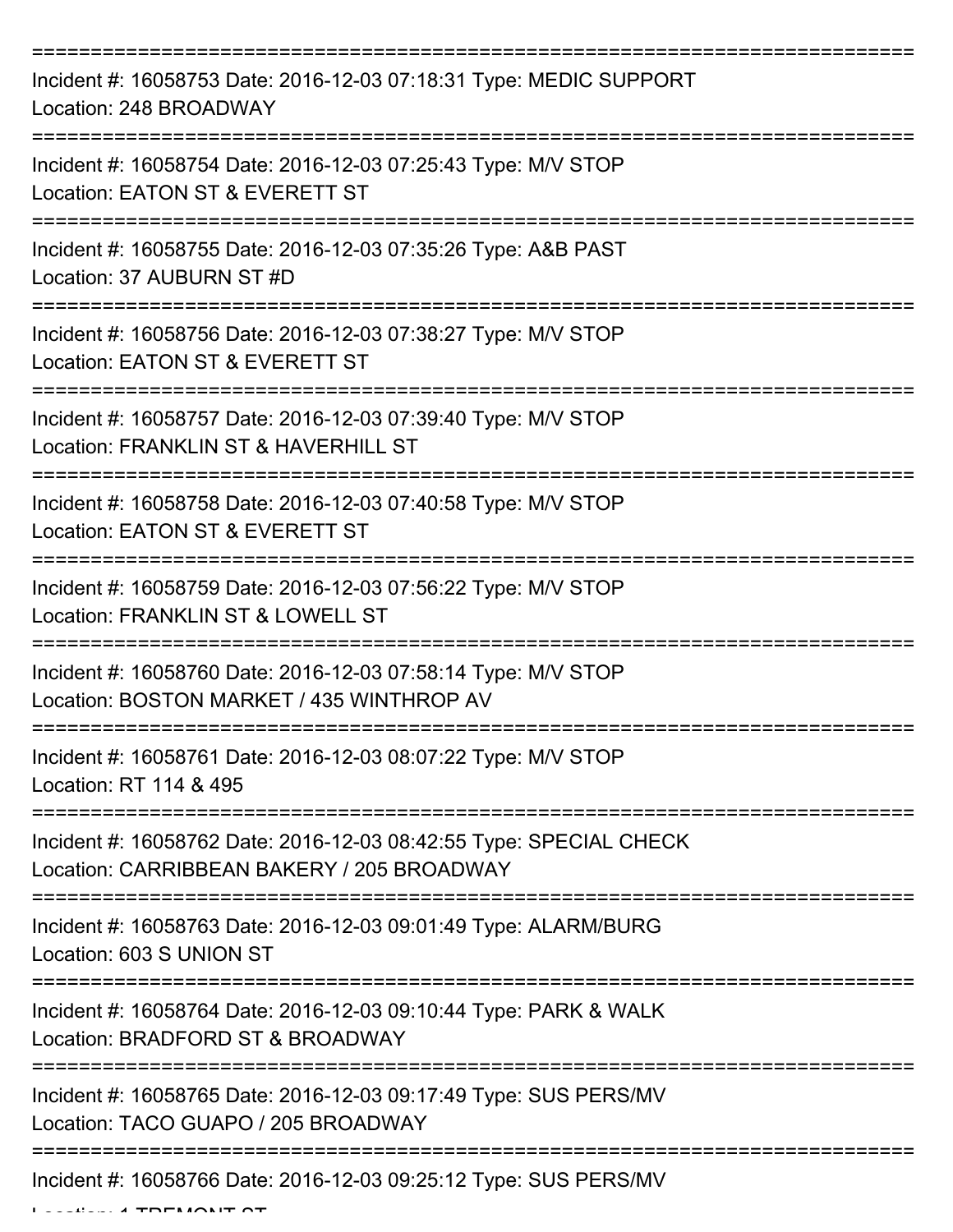Incident #: 16058753 Date: 2016-12-03 07:18:31 Type: MEDIC SUPPORT
Location: 248 BROADWAY

Incident #: 16058754 Date: 2016-12-03 07:25:43 Type: M/V STOP
Location: EATON ST & EVERETT ST

Incident #: 16058755 Date: 2016-12-03 07:35:26 Type: A&B PAST
Location: 37 AUBURN ST #D

Incident #: 16058756 Date: 2016-12-03 07:38:27 Type: M/V STOP
Location: EATON ST & EVERETT ST

Incident #: 16058757 Date: 2016-12-03 07:39:40 Type: M/V STOP
Location: FRANKLIN ST & HAVERHILL ST

Incident #: 16058758 Date: 2016-12-03 07:40:58 Type: M/V STOP
Location: EATON ST & EVERETT ST

Incident #: 16058759 Date: 2016-12-03 07:56:22 Type: M/V STOP
Location: FRANKLIN ST & LOWELL ST

Incident #: 16058760 Date: 2016-12-03 07:58:14 Type: M/V STOP
Location: BOSTON MARKET / 435 WINTHROP AV

Incident #: 16058761 Date: 2016-12-03 08:07:22 Type: M/V STOP
Location: RT 114 & 495

Incident #: 16058762 Date: 2016-12-03 08:42:55 Type: SPECIAL CHECK
Location: CARRIBBEAN BAKERY / 205 BROADWAY

Incident #: 16058763 Date: 2016-12-03 09:01:49 Type: ALARM/BURG
Location: 603 S UNION ST

Incident #: 16058764 Date: 2016-12-03 09:10:44 Type: PARK & WALK
Location: BRADFORD ST & BROADWAY

Incident #: 16058765 Date: 2016-12-03 09:17:49 Type: SUS PERS/MV
Location: TACO GUAPO / 205 BROADWAY

Incident #: 16058766 Date: 2016-12-03 09:25:12 Type: SUS PERS/MV
Location: 1 TREMONT ST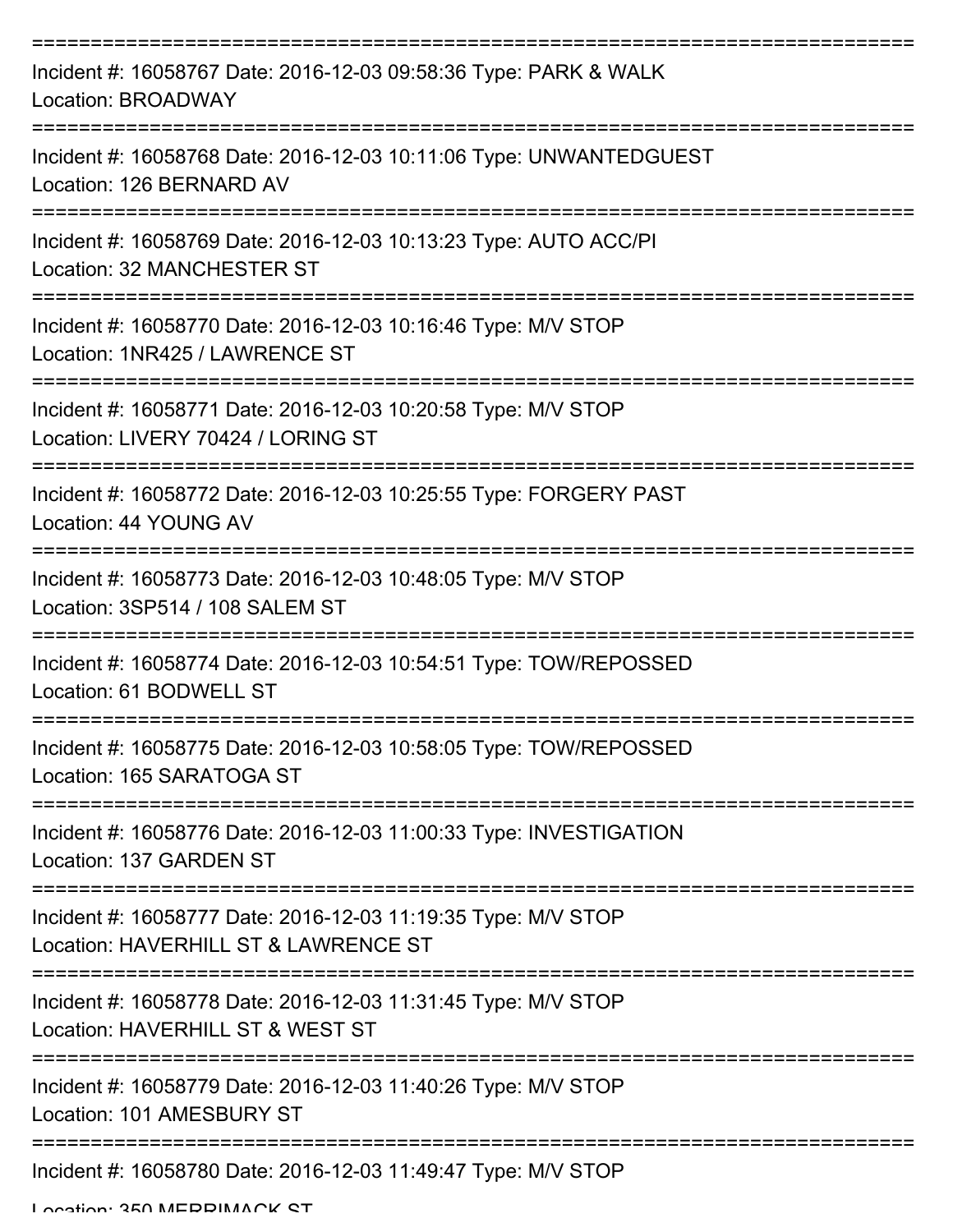===========================================================================
Incident #: 16058767 Date: 2016-12-03 09:58:36 Type: PARK & WALK
Location: BROADWAY
===========================================================================
Incident #: 16058768 Date: 2016-12-03 10:11:06 Type: UNWANTEDGUEST
Location: 126 BERNARD AV
===========================================================================
Incident #: 16058769 Date: 2016-12-03 10:13:23 Type: AUTO ACC/PI
Location: 32 MANCHESTER ST
===========================================================================
Incident #: 16058770 Date: 2016-12-03 10:16:46 Type: M/V STOP
Location: 1NR425 / LAWRENCE ST
===========================================================================
Incident #: 16058771 Date: 2016-12-03 10:20:58 Type: M/V STOP
Location: LIVERY 70424 / LORING ST
===========================================================================
Incident #: 16058772 Date: 2016-12-03 10:25:55 Type: FORGERY PAST
Location: 44 YOUNG AV
===========================================================================
Incident #: 16058773 Date: 2016-12-03 10:48:05 Type: M/V STOP
Location: 3SP514 / 108 SALEM ST
===========================================================================
Incident #: 16058774 Date: 2016-12-03 10:54:51 Type: TOW/REPOSSED
Location: 61 BODWELL ST
===========================================================================
Incident #: 16058775 Date: 2016-12-03 10:58:05 Type: TOW/REPOSSED
Location: 165 SARATOGA ST
===========================================================================
Incident #: 16058776 Date: 2016-12-03 11:00:33 Type: INVESTIGATION
Location: 137 GARDEN ST
===========================================================================
Incident #: 16058777 Date: 2016-12-03 11:19:35 Type: M/V STOP
Location: HAVERHILL ST & LAWRENCE ST
===========================================================================
Incident #: 16058778 Date: 2016-12-03 11:31:45 Type: M/V STOP
Location: HAVERHILL ST & WEST ST
===========================================================================
Incident #: 16058779 Date: 2016-12-03 11:40:26 Type: M/V STOP
Location: 101 AMESBURY ST
===========================================================================
Incident #: 16058780 Date: 2016-12-03 11:49:47 Type: M/V STOP
Location: 350 MERRIMACK ST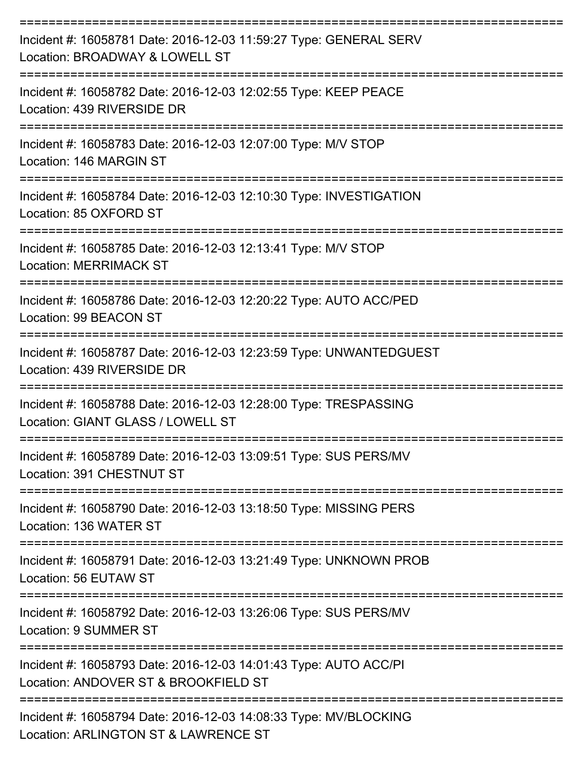===========================================================================

Incident #: 16058781 Date: 2016-12-03 11:59:27 Type: GENERAL SERV
Location: BROADWAY & LOWELL ST

===========================================================================

Incident #: 16058782 Date: 2016-12-03 12:02:55 Type: KEEP PEACE
Location: 439 RIVERSIDE DR

===========================================================================

Incident #: 16058783 Date: 2016-12-03 12:07:00 Type: M/V STOP
Location: 146 MARGIN ST

===========================================================================

Incident #: 16058784 Date: 2016-12-03 12:10:30 Type: INVESTIGATION
Location: 85 OXFORD ST

===========================================================================

Incident #: 16058785 Date: 2016-12-03 12:13:41 Type: M/V STOP
Location: MERRIMACK ST

===========================================================================

Incident #: 16058786 Date: 2016-12-03 12:20:22 Type: AUTO ACC/PED
Location: 99 BEACON ST

===========================================================================

Incident #: 16058787 Date: 2016-12-03 12:23:59 Type: UNWANTEDGUEST
Location: 439 RIVERSIDE DR

===========================================================================

Incident #: 16058788 Date: 2016-12-03 12:28:00 Type: TRESPASSING
Location: GIANT GLASS / LOWELL ST

===========================================================================

Incident #: 16058789 Date: 2016-12-03 13:09:51 Type: SUS PERS/MV
Location: 391 CHESTNUT ST

===========================================================================

Incident #: 16058790 Date: 2016-12-03 13:18:50 Type: MISSING PERS
Location: 136 WATER ST

===========================================================================

Incident #: 16058791 Date: 2016-12-03 13:21:49 Type: UNKNOWN PROB
Location: 56 EUTAW ST

===========================================================================

Incident #: 16058792 Date: 2016-12-03 13:26:06 Type: SUS PERS/MV
Location: 9 SUMMER ST

===========================================================================

Incident #: 16058793 Date: 2016-12-03 14:01:43 Type: AUTO ACC/PI
Location: ANDOVER ST & BROOKFIELD ST

===========================================================================

Incident #: 16058794 Date: 2016-12-03 14:08:33 Type: MV/BLOCKING
Location: ARLINGTON ST & LAWRENCE ST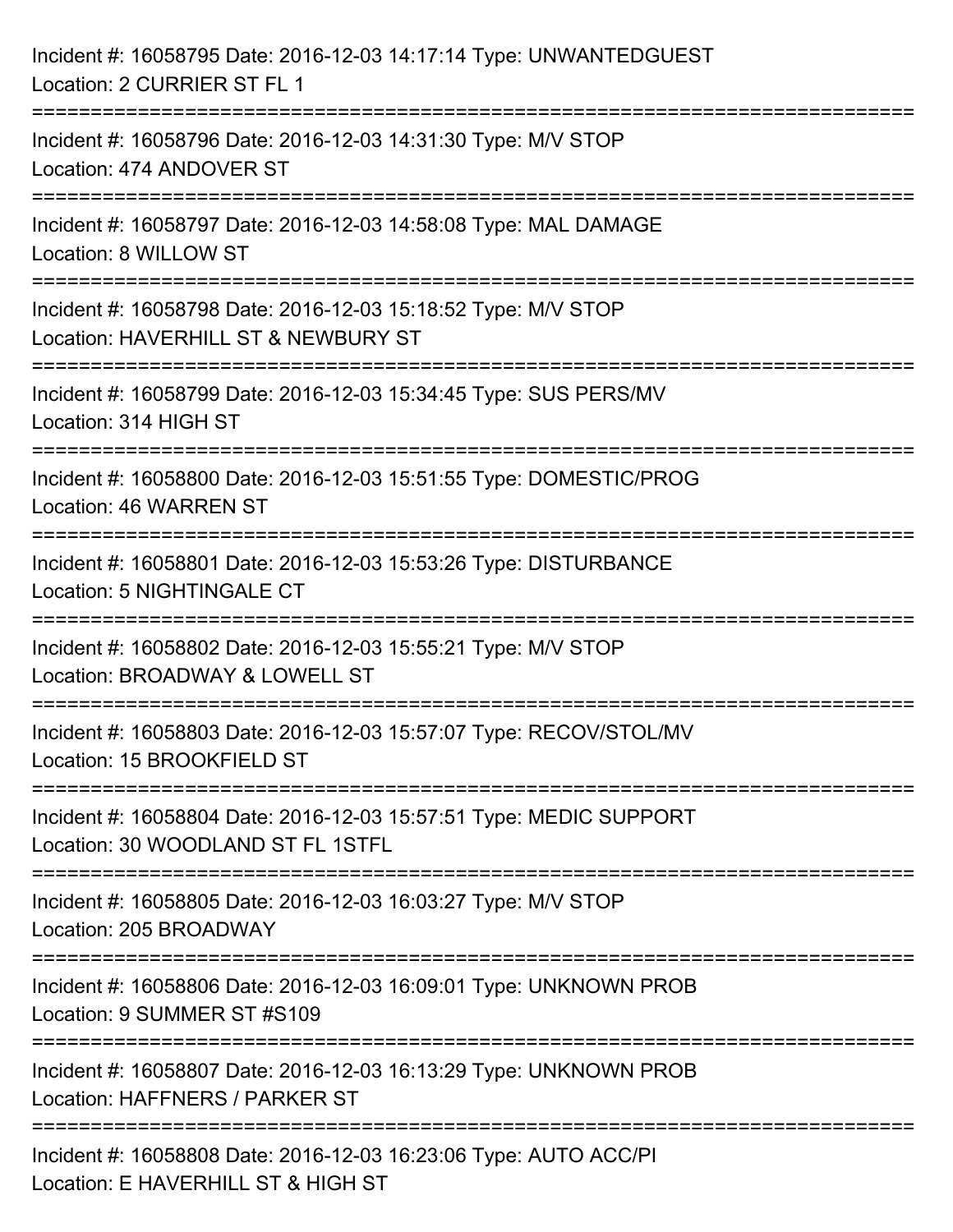Incident #: 16058795 Date: 2016-12-03 14:17:14 Type: UNWANTEDGUEST
Location: 2 CURRIER ST FL 1

===========================================================================

Incident #: 16058796 Date: 2016-12-03 14:31:30 Type: M/V STOP
Location: 474 ANDOVER ST

===========================================================================

Incident #: 16058797 Date: 2016-12-03 14:58:08 Type: MAL DAMAGE
Location: 8 WILLOW ST

===========================================================================

Incident #: 16058798 Date: 2016-12-03 15:18:52 Type: M/V STOP
Location: HAVERHILL ST & NEWBURY ST

===========================================================================

Incident #: 16058799 Date: 2016-12-03 15:34:45 Type: SUS PERS/MV
Location: 314 HIGH ST

===========================================================================

Incident #: 16058800 Date: 2016-12-03 15:51:55 Type: DOMESTIC/PROG
Location: 46 WARREN ST

===========================================================================

Incident #: 16058801 Date: 2016-12-03 15:53:26 Type: DISTURBANCE
Location: 5 NIGHTINGALE CT

===========================================================================

Incident #: 16058802 Date: 2016-12-03 15:55:21 Type: M/V STOP
Location: BROADWAY & LOWELL ST

===========================================================================

Incident #: 16058803 Date: 2016-12-03 15:57:07 Type: RECOV/STOL/MV
Location: 15 BROOKFIELD ST

===========================================================================

Incident #: 16058804 Date: 2016-12-03 15:57:51 Type: MEDIC SUPPORT
Location: 30 WOODLAND ST FL 1STFL

===========================================================================

Incident #: 16058805 Date: 2016-12-03 16:03:27 Type: M/V STOP
Location: 205 BROADWAY

===========================================================================

Incident #: 16058806 Date: 2016-12-03 16:09:01 Type: UNKNOWN PROB
Location: 9 SUMMER ST #S109

===========================================================================

Incident #: 16058807 Date: 2016-12-03 16:13:29 Type: UNKNOWN PROB
Location: HAFFNERS / PARKER ST

===========================================================================

Incident #: 16058808 Date: 2016-12-03 16:23:06 Type: AUTO ACC/PI
Location: E HAVERHILL ST & HIGH ST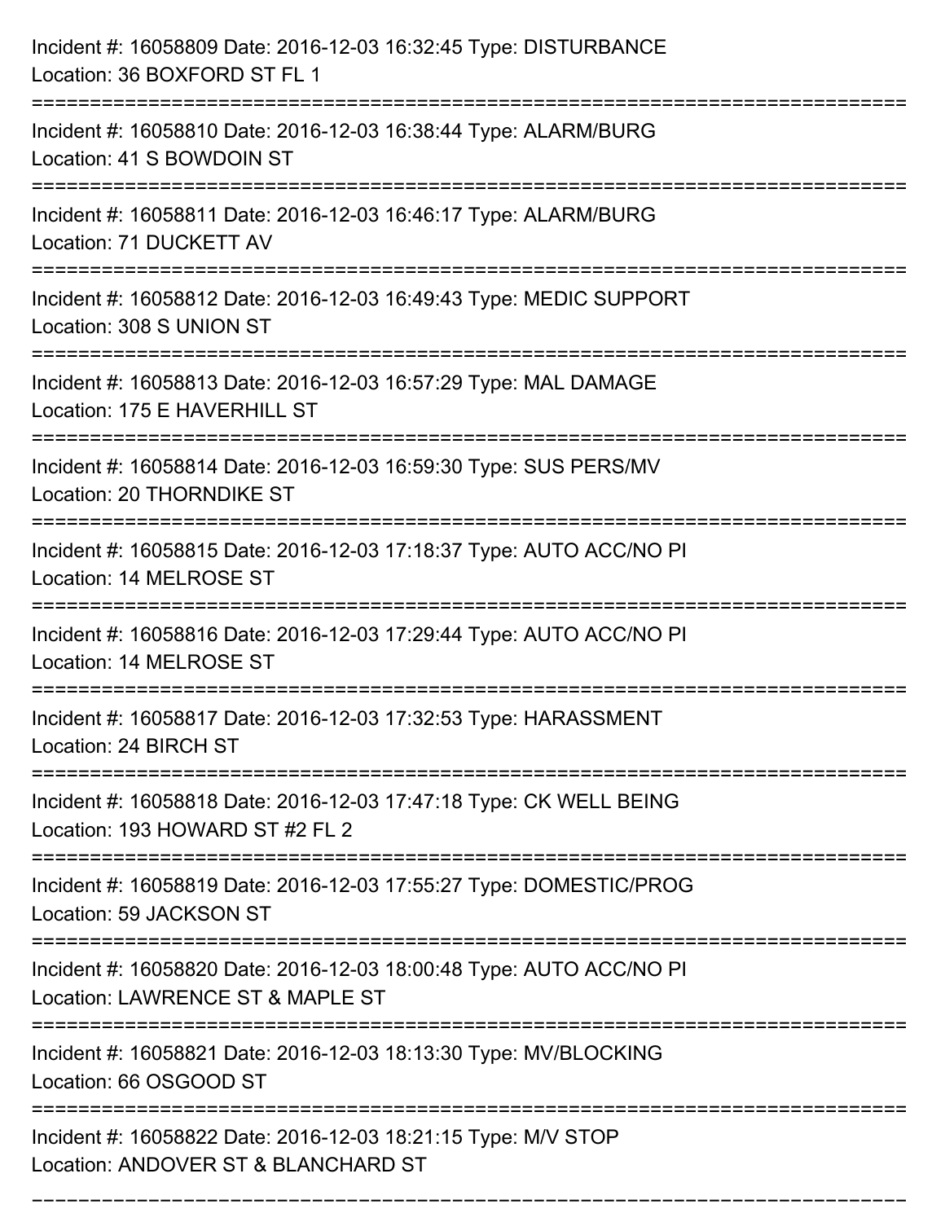Incident #: 16058809 Date: 2016-12-03 16:32:45 Type: DISTURBANCE
Location: 36 BOXFORD ST FL 1

===========================================================================

Incident #: 16058810 Date: 2016-12-03 16:38:44 Type: ALARM/BURG
Location: 41 S BOWDOIN ST

===========================================================================

Incident #: 16058811 Date: 2016-12-03 16:46:17 Type: ALARM/BURG
Location: 71 DUCKETT AV

===========================================================================

Incident #: 16058812 Date: 2016-12-03 16:49:43 Type: MEDIC SUPPORT
Location: 308 S UNION ST

===========================================================================

Incident #: 16058813 Date: 2016-12-03 16:57:29 Type: MAL DAMAGE
Location: 175 E HAVERHILL ST

===========================================================================

Incident #: 16058814 Date: 2016-12-03 16:59:30 Type: SUS PERS/MV
Location: 20 THORNDIKE ST

===========================================================================

Incident #: 16058815 Date: 2016-12-03 17:18:37 Type: AUTO ACC/NO PI
Location: 14 MELROSE ST

===========================================================================

Incident #: 16058816 Date: 2016-12-03 17:29:44 Type: AUTO ACC/NO PI
Location: 14 MELROSE ST

===========================================================================

Incident #: 16058817 Date: 2016-12-03 17:32:53 Type: HARASSMENT
Location: 24 BIRCH ST

===========================================================================

Incident #: 16058818 Date: 2016-12-03 17:47:18 Type: CK WELL BEING
Location: 193 HOWARD ST #2 FL 2

===========================================================================

Incident #: 16058819 Date: 2016-12-03 17:55:27 Type: DOMESTIC/PROG
Location: 59 JACKSON ST

===========================================================================

Incident #: 16058820 Date: 2016-12-03 18:00:48 Type: AUTO ACC/NO PI
Location: LAWRENCE ST & MAPLE ST

===========================================================================

Incident #: 16058821 Date: 2016-12-03 18:13:30 Type: MV/BLOCKING
Location: 66 OSGOOD ST

===========================================================================

Incident #: 16058822 Date: 2016-12-03 18:21:15 Type: M/V STOP
Location: ANDOVER ST & BLANCHARD ST

===========================================================================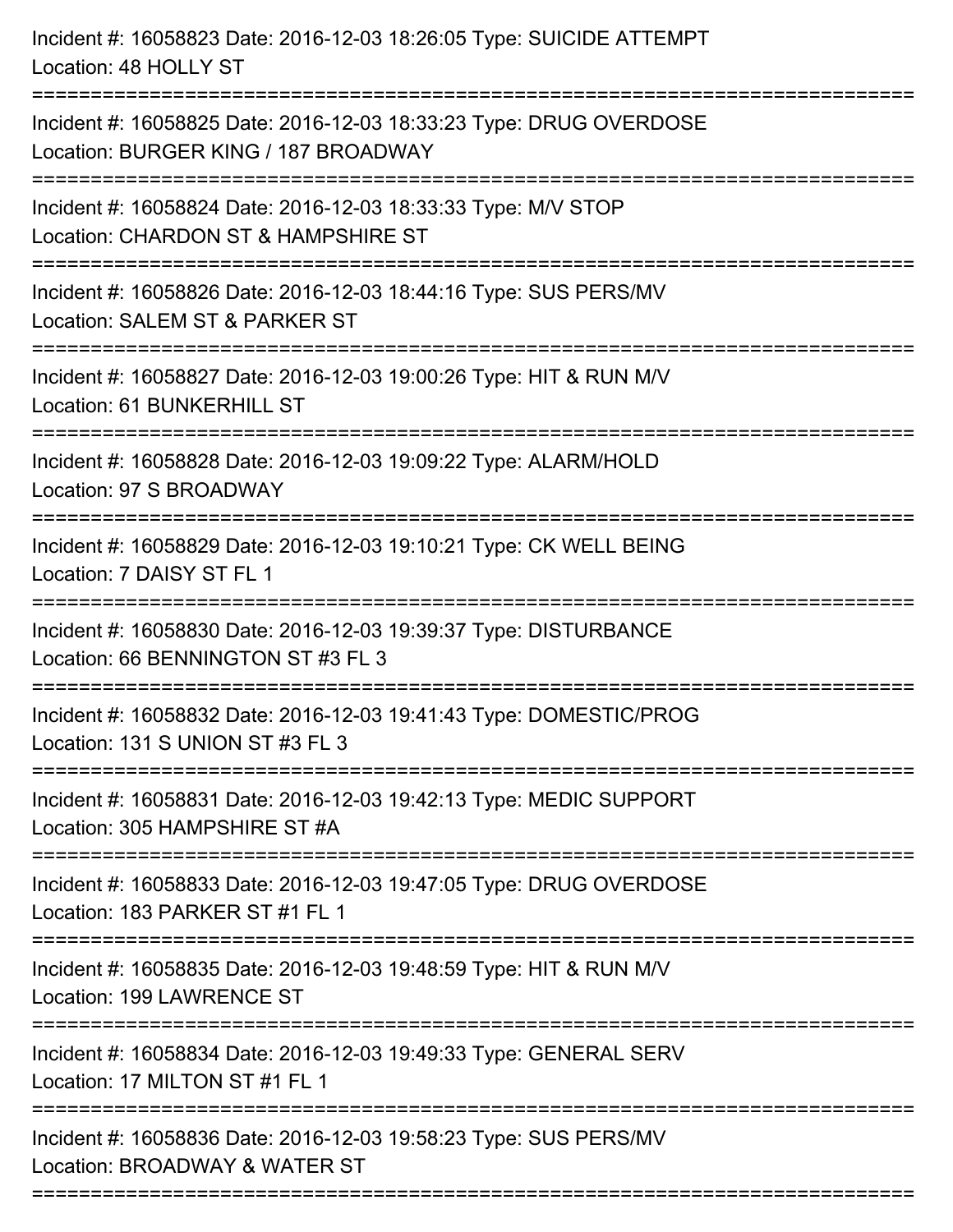Incident #: 16058823 Date: 2016-12-03 18:26:05 Type: SUICIDE ATTEMPT
Location: 48 HOLLY ST

===========================================================================

Incident #: 16058825 Date: 2016-12-03 18:33:23 Type: DRUG OVERDOSE
Location: BURGER KING / 187 BROADWAY

===========================================================================

Incident #: 16058824 Date: 2016-12-03 18:33:33 Type: M/V STOP
Location: CHARDON ST & HAMPSHIRE ST

===========================================================================

Incident #: 16058826 Date: 2016-12-03 18:44:16 Type: SUS PERS/MV
Location: SALEM ST & PARKER ST

===========================================================================

Incident #: 16058827 Date: 2016-12-03 19:00:26 Type: HIT & RUN M/V
Location: 61 BUNKERHILL ST

===========================================================================

Incident #: 16058828 Date: 2016-12-03 19:09:22 Type: ALARM/HOLD
Location: 97 S BROADWAY

===========================================================================

Incident #: 16058829 Date: 2016-12-03 19:10:21 Type: CK WELL BEING
Location: 7 DAISY ST FL 1

===========================================================================

Incident #: 16058830 Date: 2016-12-03 19:39:37 Type: DISTURBANCE
Location: 66 BENNINGTON ST #3 FL 3

===========================================================================

Incident #: 16058832 Date: 2016-12-03 19:41:43 Type: DOMESTIC/PROG
Location: 131 S UNION ST #3 FL 3

===========================================================================

Incident #: 16058831 Date: 2016-12-03 19:42:13 Type: MEDIC SUPPORT
Location: 305 HAMPSHIRE ST #A

===========================================================================

Incident #: 16058833 Date: 2016-12-03 19:47:05 Type: DRUG OVERDOSE
Location: 183 PARKER ST #1 FL 1

===========================================================================

Incident #: 16058835 Date: 2016-12-03 19:48:59 Type: HIT & RUN M/V
Location: 199 LAWRENCE ST

===========================================================================

Incident #: 16058834 Date: 2016-12-03 19:49:33 Type: GENERAL SERV
Location: 17 MILTON ST #1 FL 1

===========================================================================

Incident #: 16058836 Date: 2016-12-03 19:58:23 Type: SUS PERS/MV
Location: BROADWAY & WATER ST

===========================================================================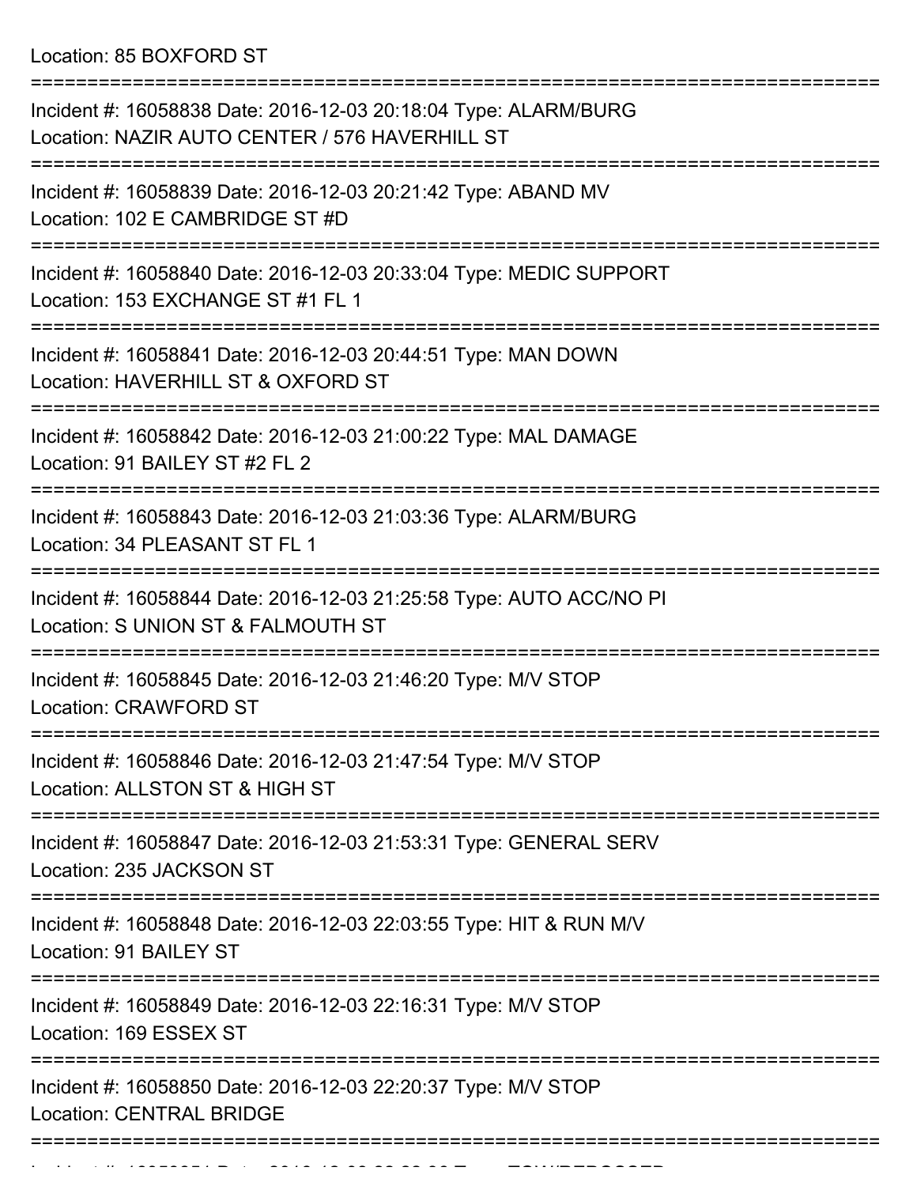Location: 85 BOXFORD ST

===========================================================================

Incident #: 16058838 Date: 2016-12-03 20:18:04 Type: ALARM/BURG
Location: NAZIR AUTO CENTER / 576 HAVERHILL ST

===========================================================================

Incident #: 16058839 Date: 2016-12-03 20:21:42 Type: ABAND MV
Location: 102 E CAMBRIDGE ST #D

===========================================================================

Incident #: 16058840 Date: 2016-12-03 20:33:04 Type: MEDIC SUPPORT
Location: 153 EXCHANGE ST #1 FL 1

===========================================================================

Incident #: 16058841 Date: 2016-12-03 20:44:51 Type: MAN DOWN
Location: HAVERHILL ST & OXFORD ST

===========================================================================

Incident #: 16058842 Date: 2016-12-03 21:00:22 Type: MAL DAMAGE
Location: 91 BAILEY ST #2 FL 2

===========================================================================

Incident #: 16058843 Date: 2016-12-03 21:03:36 Type: ALARM/BURG
Location: 34 PLEASANT ST FL 1

===========================================================================

Incident #: 16058844 Date: 2016-12-03 21:25:58 Type: AUTO ACC/NO PI
Location: S UNION ST & FALMOUTH ST

===========================================================================

Incident #: 16058845 Date: 2016-12-03 21:46:20 Type: M/V STOP
Location: CRAWFORD ST

===========================================================================

Incident #: 16058846 Date: 2016-12-03 21:47:54 Type: M/V STOP
Location: ALLSTON ST & HIGH ST

===========================================================================

Incident #: 16058847 Date: 2016-12-03 21:53:31 Type: GENERAL SERV
Location: 235 JACKSON ST

===========================================================================

Incident #: 16058848 Date: 2016-12-03 22:03:55 Type: HIT & RUN M/V
Location: 91 BAILEY ST

===========================================================================

Incident #: 16058849 Date: 2016-12-03 22:16:31 Type: M/V STOP
Location: 169 ESSEX ST

===========================================================================

Incident #: 16058850 Date: 2016-12-03 22:20:37 Type: M/V STOP
Location: CENTRAL BRIDGE

===========================================================================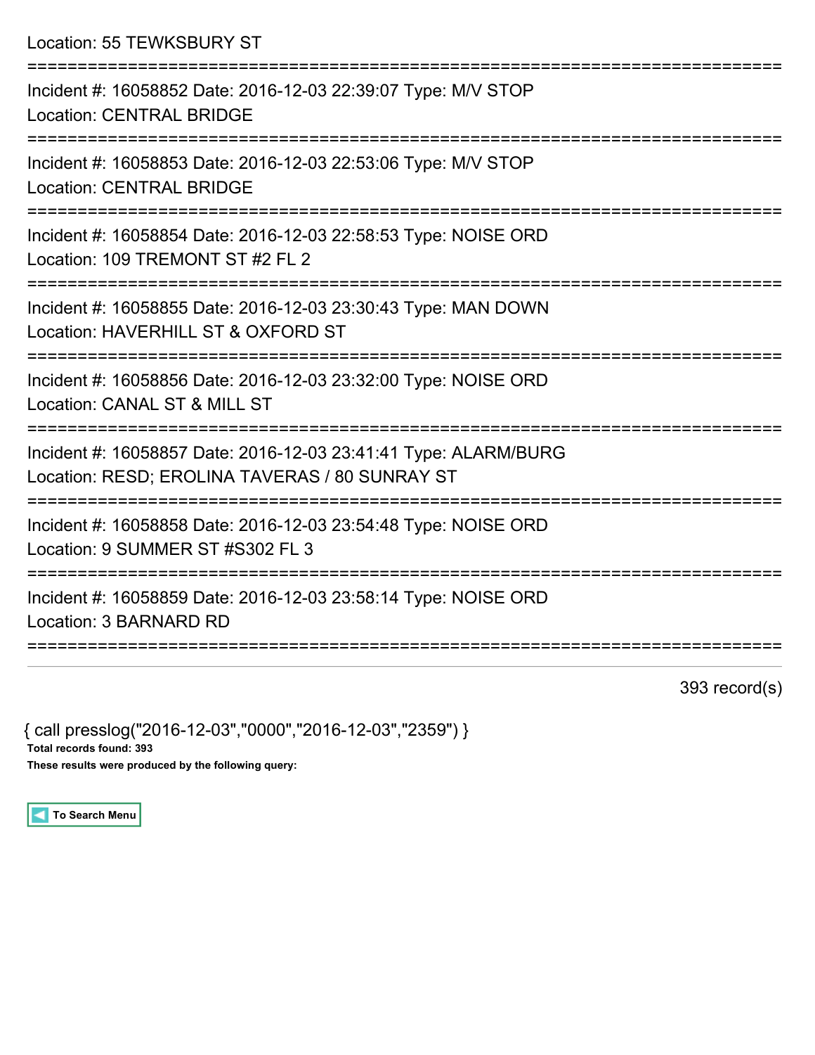Location: 55 TEWKSBURY ST

===========================================================================

Incident #: 16058852 Date: 2016-12-03 22:39:07 Type: M/V STOP

Location: CENTRAL BRIDGE

===========================================================================

Incident #: 16058853 Date: 2016-12-03 22:53:06 Type: M/V STOP

Location: CENTRAL BRIDGE

===========================================================================

Incident #: 16058854 Date: 2016-12-03 22:58:53 Type: NOISE ORD

Location: 109 TREMONT ST #2 FL 2

===========================================================================

Incident #: 16058855 Date: 2016-12-03 23:30:43 Type: MAN DOWN

Location: HAVERHILL ST & OXFORD ST

===========================================================================

Incident #: 16058856 Date: 2016-12-03 23:32:00 Type: NOISE ORD

Location: CANAL ST & MILL ST

===========================================================================

Incident #: 16058857 Date: 2016-12-03 23:41:41 Type: ALARM/BURG

Location: RESD; EROLINA TAVERAS / 80 SUNRAY ST

===========================================================================

Incident #: 16058858 Date: 2016-12-03 23:54:48 Type: NOISE ORD

Location: 9 SUMMER ST #S302 FL 3

===========================================================================

Incident #: 16058859 Date: 2016-12-03 23:58:14 Type: NOISE ORD

Location: 3 BARNARD RD

===========================================================================

393 record(s)

{ call presslog("2016-12-03","0000","2016-12-03","2359") }

**Total records found: 393**

**These results were produced by the following query:**

To Search Menu